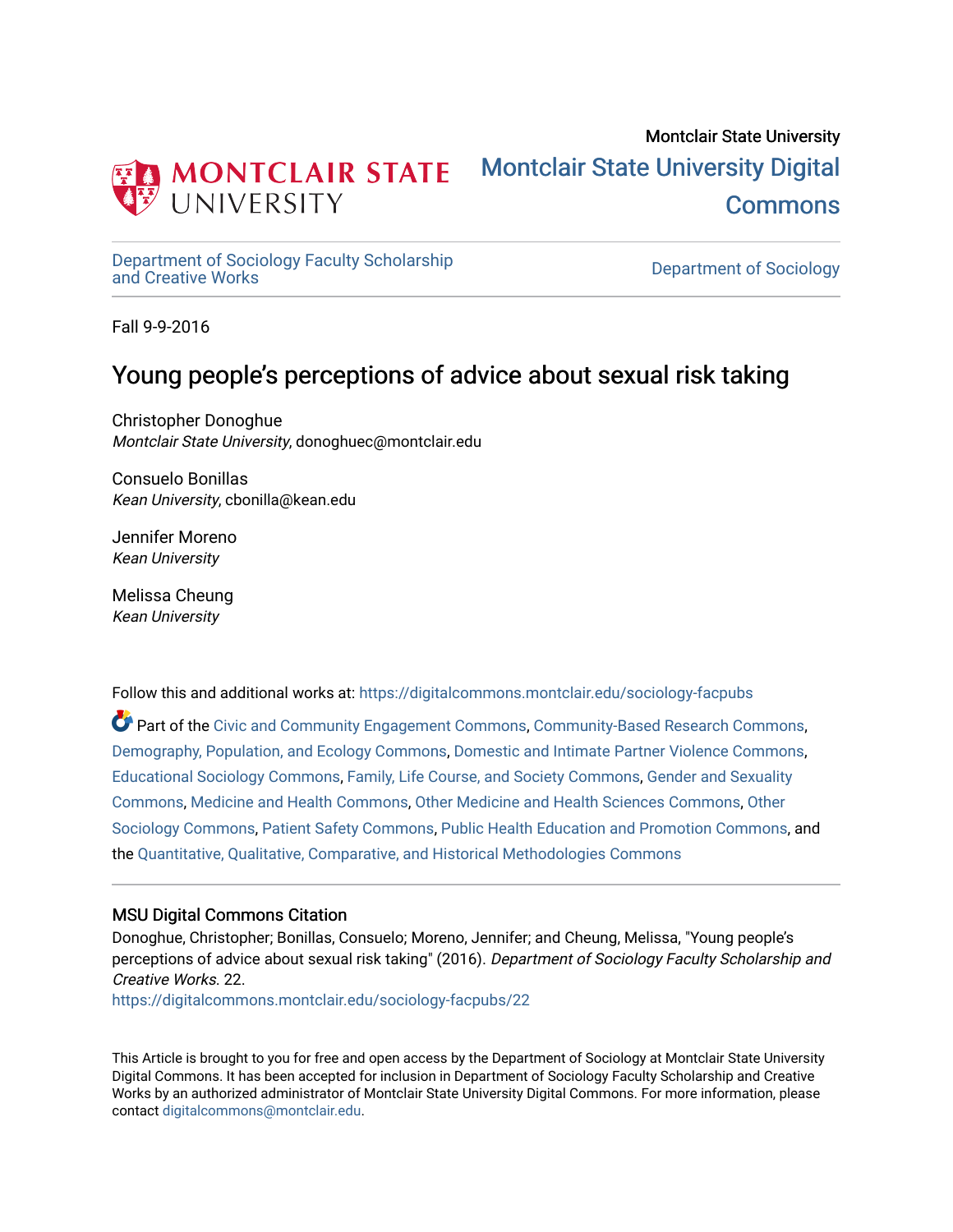Montclair State University

# Montclair State University Digital Commons

Department of Sociology Faculty Scholarship and Creative Works

Department of Sociology

Fall 9-9-2016

## Young people's perceptions of advice about sexual risk taking

Christopher Donoghue
*Montclair State University*, donoghuec@montclair.edu

Consuelo Bonillas
*Kean University*, cbonilla@kean.edu

Jennifer Moreno
*Kean University*

Melissa Cheung
*Kean University*

Follow this and additional works at: https://digitalcommons.montclair.edu/sociology-facpubs

Part of the Civic and Community Engagement Commons, Community-Based Research Commons, Demography, Population, and Ecology Commons, Domestic and Intimate Partner Violence Commons, Educational Sociology Commons, Family, Life Course, and Society Commons, Gender and Sexuality Commons, Medicine and Health Commons, Other Medicine and Health Sciences Commons, Other Sociology Commons, Patient Safety Commons, Public Health Education and Promotion Commons, and the Quantitative, Qualitative, Comparative, and Historical Methodologies Commons

### MSU Digital Commons Citation

Donoghue, Christopher; Bonillas, Consuelo; Moreno, Jennifer; and Cheung, Melissa, "Young people's perceptions of advice about sexual risk taking" (2016). *Department of Sociology Faculty Scholarship and Creative Works*. 22.
https://digitalcommons.montclair.edu/sociology-facpubs/22

This Article is brought to you for free and open access by the Department of Sociology at Montclair State University Digital Commons. It has been accepted for inclusion in Department of Sociology Faculty Scholarship and Creative Works by an authorized administrator of Montclair State University Digital Commons. For more information, please contact digitalcommons@montclair.edu.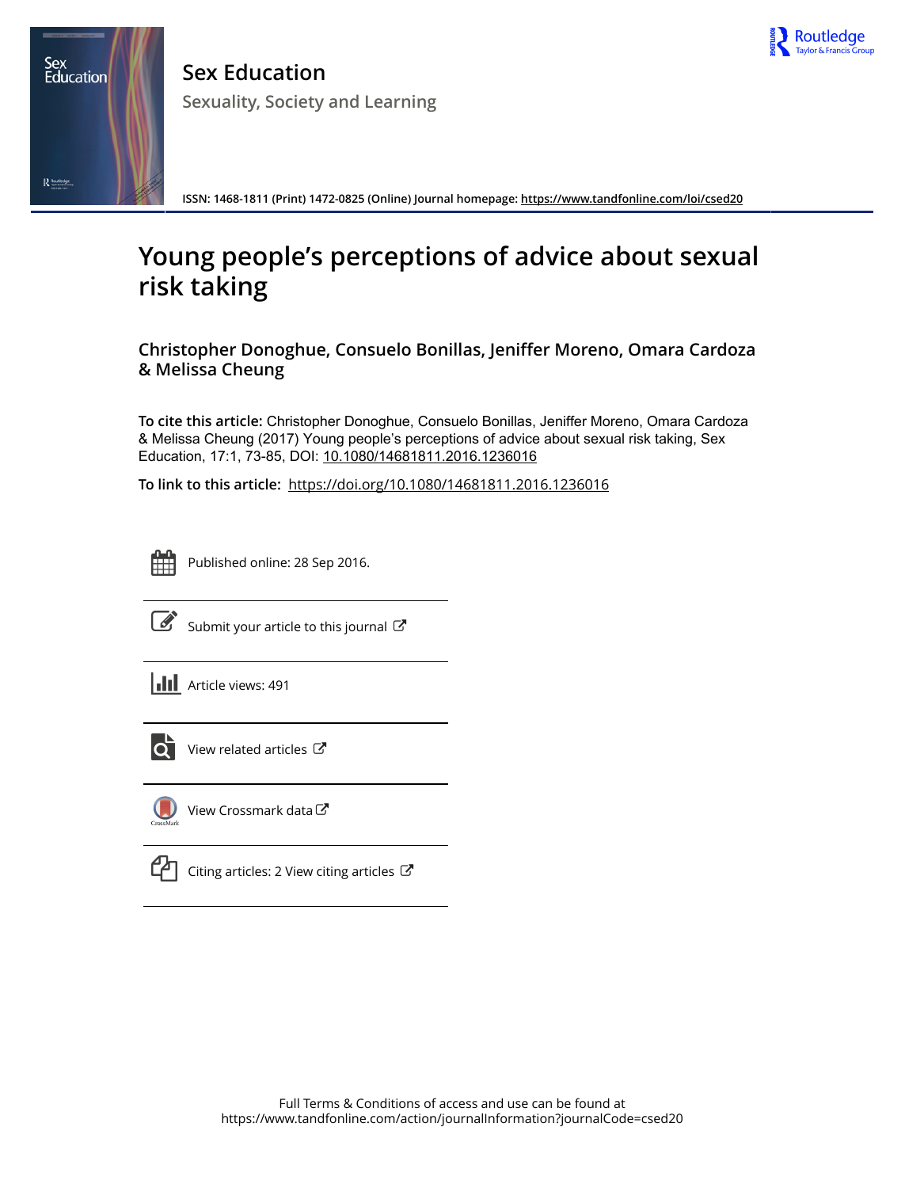# Young people's perceptions of advice about sexual risk taking

**Christopher Donoghue, Consuelo Bonillas, Jeniffer Moreno, Omara Cardoza & Melissa Cheung**

**To cite this article:** Christopher Donoghue, Consuelo Bonillas, Jeniffer Moreno, Omara Cardoza & Melissa Cheung (2017) Young people's perceptions of advice about sexual risk taking, Sex Education, 17:1, 73-85, DOI: 10.1080/14681811.2016.1236016

**To link to this article:** https://doi.org/10.1080/14681811.2016.1236016

Published online: 28 Sep 2016.

Submit your article to this journal

Article views: 491

View related articles

View Crossmark data

Citing articles: 2 View citing articles

Full Terms & Conditions of access and use can be found at
https://www.tandfonline.com/action/journalInformation?journalCode=csed20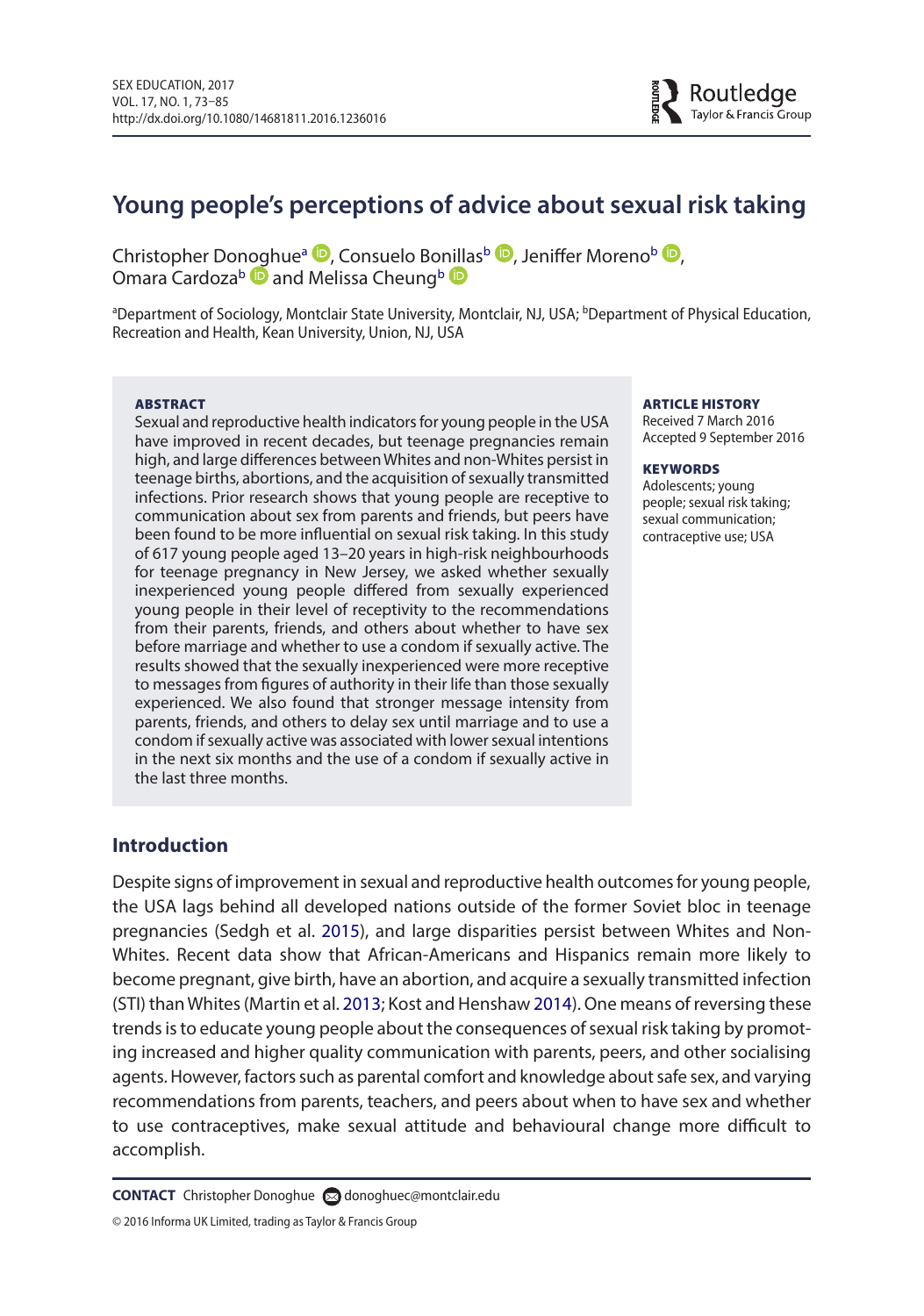# Young people's perceptions of advice about sexual risk taking

Christopher Donoghue[a], Consuelo Bonillas[b], Jeniffer Moreno[b], Omara Cardoza[b] and Melissa Cheung[b]

[a]Department of Sociology, Montclair State University, Montclair, NJ, USA; [b]Department of Physical Education, Recreation and Health, Kean University, Union, NJ, USA

**ABSTRACT**

Sexual and reproductive health indicators for young people in the USA have improved in recent decades, but teenage pregnancies remain high, and large differences between Whites and non-Whites persist in teenage births, abortions, and the acquisition of sexually transmitted infections. Prior research shows that young people are receptive to communication about sex from parents and friends, but peers have been found to be more influential on sexual risk taking. In this study of 617 young people aged 13–20 years in high-risk neighbourhoods for teenage pregnancy in New Jersey, we asked whether sexually inexperienced young people differed from sexually experienced young people in their level of receptivity to the recommendations from their parents, friends, and others about whether to have sex before marriage and whether to use a condom if sexually active. The results showed that the sexually inexperienced were more receptive to messages from figures of authority in their life than those sexually experienced. We also found that stronger message intensity from parents, friends, and others to delay sex until marriage and to use a condom if sexually active was associated with lower sexual intentions in the next six months and the use of a condom if sexually active in the last three months.

**ARTICLE HISTORY**
Received 7 March 2016
Accepted 9 September 2016

**KEYWORDS**
Adolescents; young people; sexual risk taking; sexual communication; contraceptive use; USA

## Introduction

Despite signs of improvement in sexual and reproductive health outcomes for young people, the USA lags behind all developed nations outside of the former Soviet bloc in teenage pregnancies (Sedgh et al. 2015), and large disparities persist between Whites and Non-Whites. Recent data show that African-Americans and Hispanics remain more likely to become pregnant, give birth, have an abortion, and acquire a sexually transmitted infection (STI) than Whites (Martin et al. 2013; Kost and Henshaw 2014). One means of reversing these trends is to educate young people about the consequences of sexual risk taking by promoting increased and higher quality communication with parents, peers, and other socialising agents. However, factors such as parental comfort and knowledge about safe sex, and varying recommendations from parents, teachers, and peers about when to have sex and whether to use contraceptives, make sexual attitude and behavioural change more difficult to accomplish.

**CONTACT** Christopher Donoghue donoghuec@montclair.edu

© 2016 Informa UK Limited, trading as Taylor & Francis Group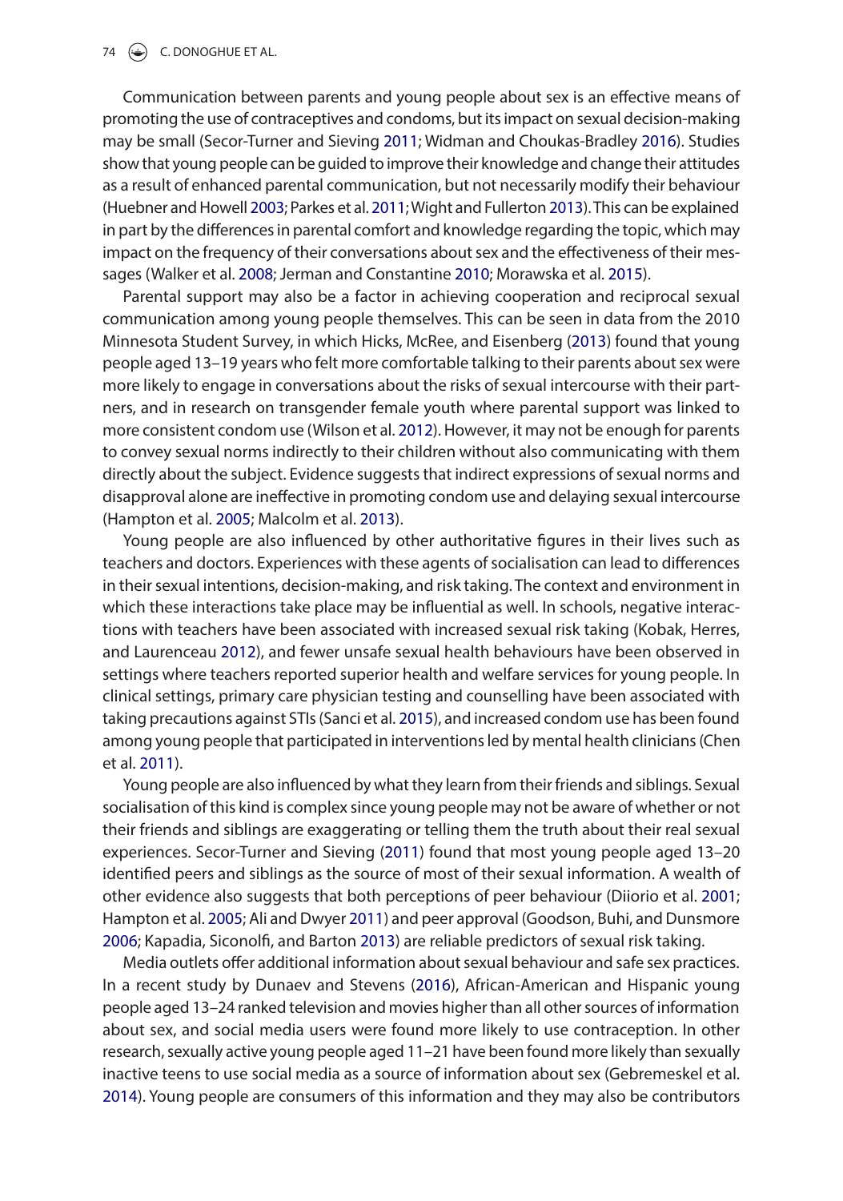Communication between parents and young people about sex is an effective means of promoting the use of contraceptives and condoms, but its impact on sexual decision-making may be small (Secor-Turner and Sieving 2011; Widman and Choukas-Bradley 2016). Studies show that young people can be guided to improve their knowledge and change their attitudes as a result of enhanced parental communication, but not necessarily modify their behaviour (Huebner and Howell 2003; Parkes et al. 2011; Wight and Fullerton 2013). This can be explained in part by the differences in parental comfort and knowledge regarding the topic, which may impact on the frequency of their conversations about sex and the effectiveness of their messages (Walker et al. 2008; Jerman and Constantine 2010; Morawska et al. 2015).

Parental support may also be a factor in achieving cooperation and reciprocal sexual communication among young people themselves. This can be seen in data from the 2010 Minnesota Student Survey, in which Hicks, McRee, and Eisenberg (2013) found that young people aged 13–19 years who felt more comfortable talking to their parents about sex were more likely to engage in conversations about the risks of sexual intercourse with their partners, and in research on transgender female youth where parental support was linked to more consistent condom use (Wilson et al. 2012). However, it may not be enough for parents to convey sexual norms indirectly to their children without also communicating with them directly about the subject. Evidence suggests that indirect expressions of sexual norms and disapproval alone are ineffective in promoting condom use and delaying sexual intercourse (Hampton et al. 2005; Malcolm et al. 2013).

Young people are also influenced by other authoritative figures in their lives such as teachers and doctors. Experiences with these agents of socialisation can lead to differences in their sexual intentions, decision-making, and risk taking. The context and environment in which these interactions take place may be influential as well. In schools, negative interactions with teachers have been associated with increased sexual risk taking (Kobak, Herres, and Laurenceau 2012), and fewer unsafe sexual health behaviours have been observed in settings where teachers reported superior health and welfare services for young people. In clinical settings, primary care physician testing and counselling have been associated with taking precautions against STIs (Sanci et al. 2015), and increased condom use has been found among young people that participated in interventions led by mental health clinicians (Chen et al. 2011).

Young people are also influenced by what they learn from their friends and siblings. Sexual socialisation of this kind is complex since young people may not be aware of whether or not their friends and siblings are exaggerating or telling them the truth about their real sexual experiences. Secor-Turner and Sieving (2011) found that most young people aged 13–20 identified peers and siblings as the source of most of their sexual information. A wealth of other evidence also suggests that both perceptions of peer behaviour (Diiorio et al. 2001; Hampton et al. 2005; Ali and Dwyer 2011) and peer approval (Goodson, Buhi, and Dunsmore 2006; Kapadia, Siconolfi, and Barton 2013) are reliable predictors of sexual risk taking.

Media outlets offer additional information about sexual behaviour and safe sex practices. In a recent study by Dunaev and Stevens (2016), African-American and Hispanic young people aged 13–24 ranked television and movies higher than all other sources of information about sex, and social media users were found more likely to use contraception. In other research, sexually active young people aged 11–21 have been found more likely than sexually inactive teens to use social media as a source of information about sex (Gebremeskel et al. 2014). Young people are consumers of this information and they may also be contributors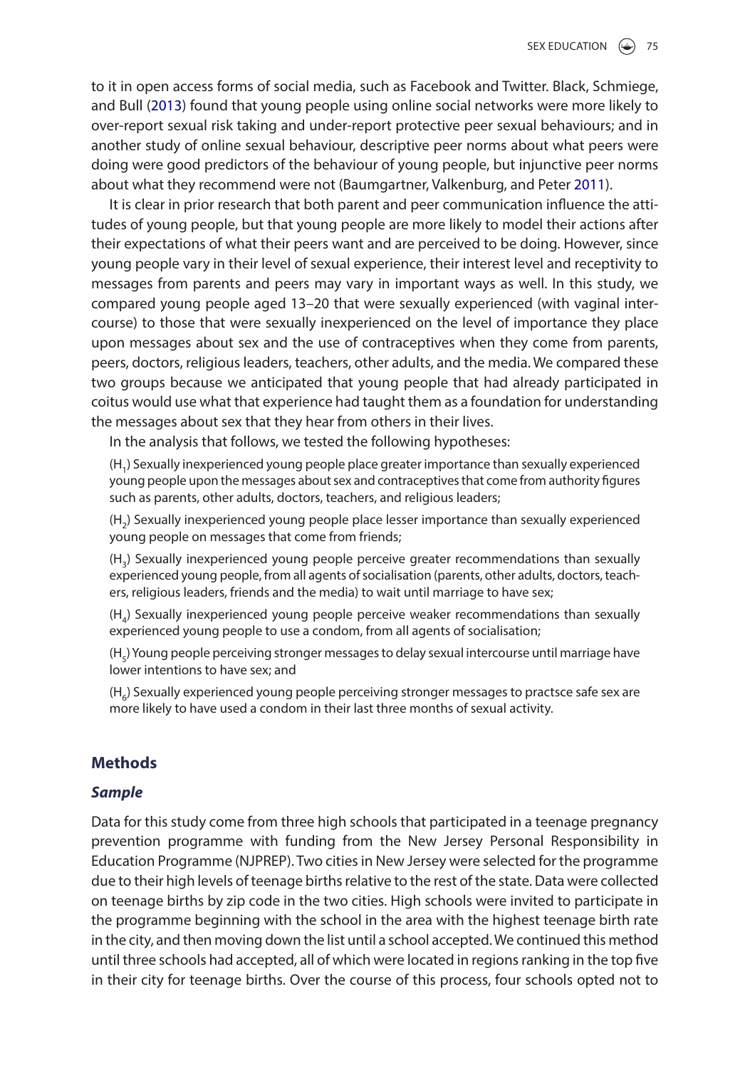to it in open access forms of social media, such as Facebook and Twitter. Black, Schmiege, and Bull (2013) found that young people using online social networks were more likely to over-report sexual risk taking and under-report protective peer sexual behaviours; and in another study of online sexual behaviour, descriptive peer norms about what peers were doing were good predictors of the behaviour of young people, but injunctive peer norms about what they recommend were not (Baumgartner, Valkenburg, and Peter 2011).

It is clear in prior research that both parent and peer communication influence the attitudes of young people, but that young people are more likely to model their actions after their expectations of what their peers want and are perceived to be doing. However, since young people vary in their level of sexual experience, their interest level and receptivity to messages from parents and peers may vary in important ways as well. In this study, we compared young people aged 13–20 that were sexually experienced (with vaginal intercourse) to those that were sexually inexperienced on the level of importance they place upon messages about sex and the use of contraceptives when they come from parents, peers, doctors, religious leaders, teachers, other adults, and the media. We compared these two groups because we anticipated that young people that had already participated in coitus would use what that experience had taught them as a foundation for understanding the messages about sex that they hear from others in their lives.

In the analysis that follows, we tested the following hypotheses:

($H_1$) Sexually inexperienced young people place greater importance than sexually experienced young people upon the messages about sex and contraceptives that come from authority figures such as parents, other adults, doctors, teachers, and religious leaders;

($H_2$) Sexually inexperienced young people place lesser importance than sexually experienced young people on messages that come from friends;

($H_3$) Sexually inexperienced young people perceive greater recommendations than sexually experienced young people, from all agents of socialisation (parents, other adults, doctors, teachers, religious leaders, friends and the media) to wait until marriage to have sex;

($H_4$) Sexually inexperienced young people perceive weaker recommendations than sexually experienced young people to use a condom, from all agents of socialisation;

($H_5$) Young people perceiving stronger messages to delay sexual intercourse until marriage have lower intentions to have sex; and

($H_6$) Sexually experienced young people perceiving stronger messages to practsce safe sex are more likely to have used a condom in their last three months of sexual activity.

## Methods

### *Sample*

Data for this study come from three high schools that participated in a teenage pregnancy prevention programme with funding from the New Jersey Personal Responsibility in Education Programme (NJPREP). Two cities in New Jersey were selected for the programme due to their high levels of teenage births relative to the rest of the state. Data were collected on teenage births by zip code in the two cities. High schools were invited to participate in the programme beginning with the school in the area with the highest teenage birth rate in the city, and then moving down the list until a school accepted. We continued this method until three schools had accepted, all of which were located in regions ranking in the top five in their city for teenage births. Over the course of this process, four schools opted not to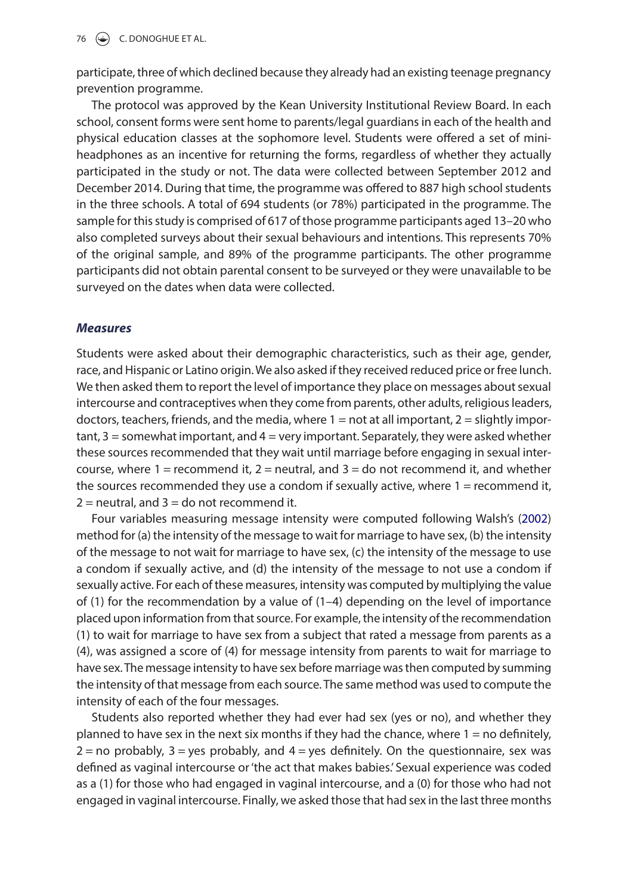participate, three of which declined because they already had an existing teenage pregnancy prevention programme.

The protocol was approved by the Kean University Institutional Review Board. In each school, consent forms were sent home to parents/legal guardians in each of the health and physical education classes at the sophomore level. Students were offered a set of mini-headphones as an incentive for returning the forms, regardless of whether they actually participated in the study or not. The data were collected between September 2012 and December 2014. During that time, the programme was offered to 887 high school students in the three schools. A total of 694 students (or 78%) participated in the programme. The sample for this study is comprised of 617 of those programme participants aged 13–20 who also completed surveys about their sexual behaviours and intentions. This represents 70% of the original sample, and 89% of the programme participants. The other programme participants did not obtain parental consent to be surveyed or they were unavailable to be surveyed on the dates when data were collected.

### *Measures*

Students were asked about their demographic characteristics, such as their age, gender, race, and Hispanic or Latino origin. We also asked if they received reduced price or free lunch. We then asked them to report the level of importance they place on messages about sexual intercourse and contraceptives when they come from parents, other adults, religious leaders, doctors, teachers, friends, and the media, where 1 = not at all important, 2 = slightly important, 3 = somewhat important, and 4 = very important. Separately, they were asked whether these sources recommended that they wait until marriage before engaging in sexual intercourse, where 1 = recommend it, 2 = neutral, and 3 = do not recommend it, and whether the sources recommended they use a condom if sexually active, where 1 = recommend it, 2 = neutral, and 3 = do not recommend it.

Four variables measuring message intensity were computed following Walsh's (2002) method for (a) the intensity of the message to wait for marriage to have sex, (b) the intensity of the message to not wait for marriage to have sex, (c) the intensity of the message to use a condom if sexually active, and (d) the intensity of the message to not use a condom if sexually active. For each of these measures, intensity was computed by multiplying the value of (1) for the recommendation by a value of (1–4) depending on the level of importance placed upon information from that source. For example, the intensity of the recommendation (1) to wait for marriage to have sex from a subject that rated a message from parents as a (4), was assigned a score of (4) for message intensity from parents to wait for marriage to have sex. The message intensity to have sex before marriage was then computed by summing the intensity of that message from each source. The same method was used to compute the intensity of each of the four messages.

Students also reported whether they had ever had sex (yes or no), and whether they planned to have sex in the next six months if they had the chance, where 1 = no definitely, 2 = no probably, 3 = yes probably, and 4 = yes definitely. On the questionnaire, sex was defined as vaginal intercourse or 'the act that makes babies.' Sexual experience was coded as a (1) for those who had engaged in vaginal intercourse, and a (0) for those who had not engaged in vaginal intercourse. Finally, we asked those that had sex in the last three months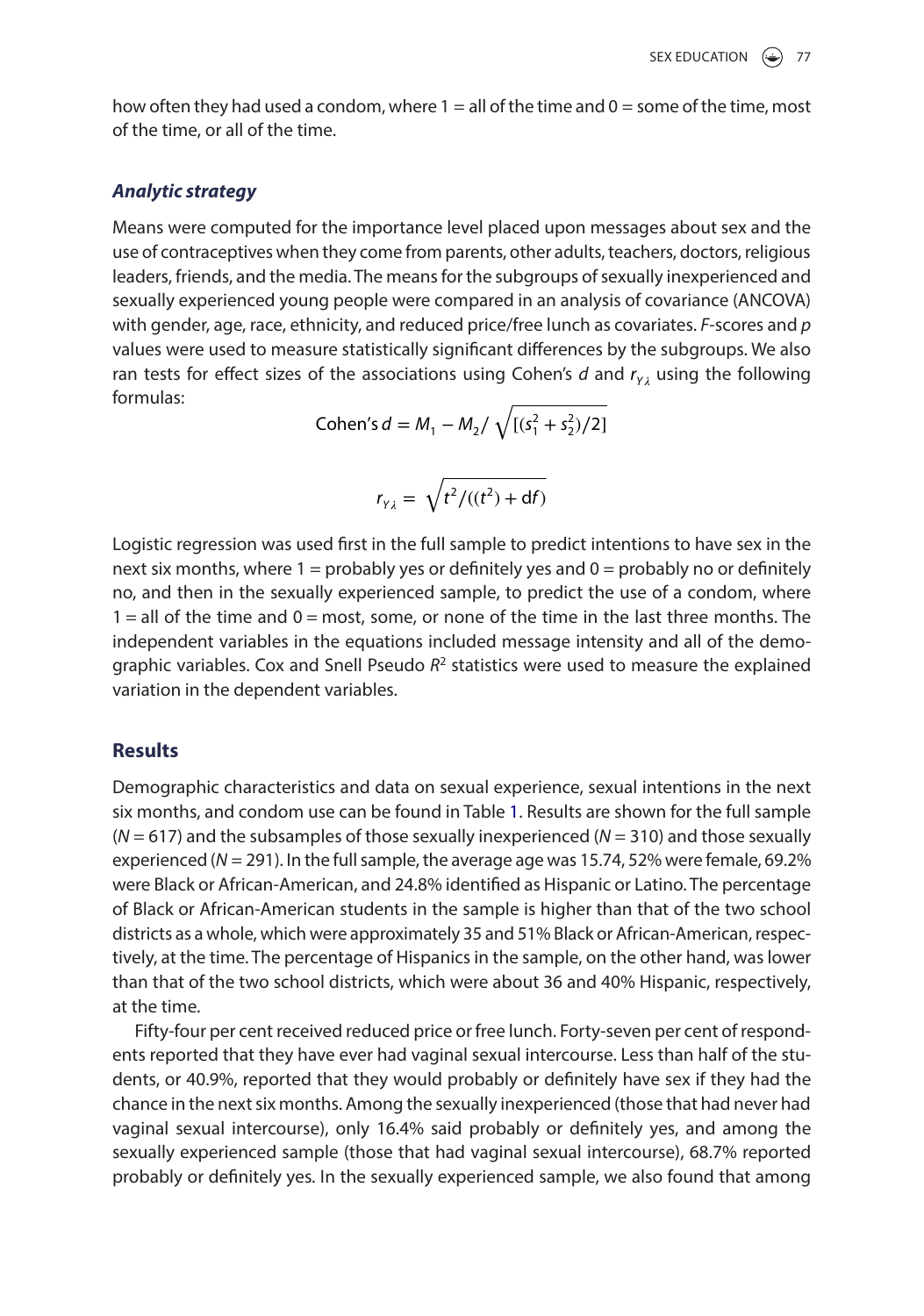how often they had used a condom, where 1 = all of the time and 0 = some of the time, most of the time, or all of the time.

### *Analytic strategy*

Means were computed for the importance level placed upon messages about sex and the use of contraceptives when they come from parents, other adults, teachers, doctors, religious leaders, friends, and the media. The means for the subgroups of sexually inexperienced and sexually experienced young people were compared in an analysis of covariance (ANCOVA) with gender, age, race, ethnicity, and reduced price/free lunch as covariates. *F*-scores and *p* values were used to measure statistically significant differences by the subgroups. We also ran tests for effect sizes of the associations using Cohen's *d* and $r_{Y\lambda}$ using the following formulas:

$$\text{Cohen's } d = M_1 - M_2 / \sqrt{[(s_1^2 + s_2^2)/2]}$$

$$r_{Y\lambda} = \sqrt{t^2/((t^2) + \text{d}f)}$$

Logistic regression was used first in the full sample to predict intentions to have sex in the next six months, where 1 = probably yes or definitely yes and 0 = probably no or definitely no, and then in the sexually experienced sample, to predict the use of a condom, where 1 = all of the time and 0 = most, some, or none of the time in the last three months. The independent variables in the equations included message intensity and all of the demographic variables. Cox and Snell Pseudo $R^2$ statistics were used to measure the explained variation in the dependent variables.

## Results

Demographic characteristics and data on sexual experience, sexual intentions in the next six months, and condom use can be found in Table 1. Results are shown for the full sample ($N = 617$) and the subsamples of those sexually inexperienced ($N = 310$) and those sexually experienced ($N = 291$). In the full sample, the average age was 15.74, 52% were female, 69.2% were Black or African-American, and 24.8% identified as Hispanic or Latino. The percentage of Black or African-American students in the sample is higher than that of the two school districts as a whole, which were approximately 35 and 51% Black or African-American, respectively, at the time. The percentage of Hispanics in the sample, on the other hand, was lower than that of the two school districts, which were about 36 and 40% Hispanic, respectively, at the time.

Fifty-four per cent received reduced price or free lunch. Forty-seven per cent of respondents reported that they have ever had vaginal sexual intercourse. Less than half of the students, or 40.9%, reported that they would probably or definitely have sex if they had the chance in the next six months. Among the sexually inexperienced (those that had never had vaginal sexual intercourse), only 16.4% said probably or definitely yes, and among the sexually experienced sample (those that had vaginal sexual intercourse), 68.7% reported probably or definitely yes. In the sexually experienced sample, we also found that among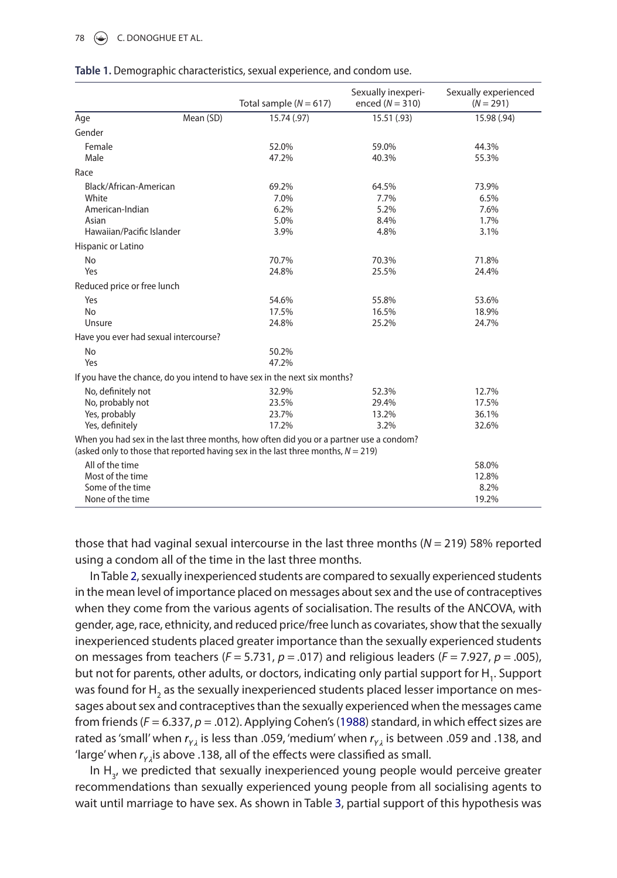**Table 1.** Demographic characteristics, sexual experience, and condom use.

| | | Total sample ($N = 617$) | Sexually inexperienced ($N = 310$) | Sexually experienced ($N = 291$) |
|---|---|---|---|---|
| Age | Mean (SD) | 15.74 (.97) | 15.51 (.93) | 15.98 (.94) |
| Gender | | | | |
| Female | | 52.0% | 59.0% | 44.3% |
| Male | | 47.2% | 40.3% | 55.3% |
| Race | | | | |
| Black/African-American | | 69.2% | 64.5% | 73.9% |
| White | | 7.0% | 7.7% | 6.5% |
| American-Indian | | 6.2% | 5.2% | 7.6% |
| Asian | | 5.0% | 8.4% | 1.7% |
| Hawaiian/Pacific Islander | | 3.9% | 4.8% | 3.1% |
| Hispanic or Latino | | | | |
| No | | 70.7% | 70.3% | 71.8% |
| Yes | | 24.8% | 25.5% | 24.4% |
| Reduced price or free lunch | | | | |
| Yes | | 54.6% | 55.8% | 53.6% |
| No | | 17.5% | 16.5% | 18.9% |
| Unsure | | 24.8% | 25.2% | 24.7% |
| Have you ever had sexual intercourse? | | | | |
| No | | 50.2% | | |
| Yes | | 47.2% | | |
| If you have the chance, do you intend to have sex in the next six months? | | | | |
| No, definitely not | | 32.9% | 52.3% | 12.7% |
| No, probably not | | 23.5% | 29.4% | 17.5% |
| Yes, probably | | 23.7% | 13.2% | 36.1% |
| Yes, definitely | | 17.2% | 3.2% | 32.6% |
| When you had sex in the last three months, how often did you or a partner use a condom? (asked only to those that reported having sex in the last three months, $N = 219$) | | | | |
| All of the time | | | | 58.0% |
| Most of the time | | | | 12.8% |
| Some of the time | | | | 8.2% |
| None of the time | | | | 19.2% |

those that had vaginal sexual intercourse in the last three months ($N = 219$) 58% reported using a condom all of the time in the last three months.

In Table 2, sexually inexperienced students are compared to sexually experienced students in the mean level of importance placed on messages about sex and the use of contraceptives when they come from the various agents of socialisation. The results of the ANCOVA, with gender, age, race, ethnicity, and reduced price/free lunch as covariates, show that the sexually inexperienced students placed greater importance than the sexually experienced students on messages from teachers ($F = 5.731$, $p = .017$) and religious leaders ($F = 7.927$, $p = .005$), but not for parents, other adults, or doctors, indicating only partial support for $H_1$. Support was found for $H_2$ as the sexually inexperienced students placed lesser importance on messages about sex and contraceptives than the sexually experienced when the messages came from friends ($F = 6.337$, $p = .012$). Applying Cohen's (1988) standard, in which effect sizes are rated as 'small' when $r_{Y\lambda}$ is less than .059, 'medium' when $r_{Y\lambda}$ is between .059 and .138, and 'large' when $r_{Y\lambda}$ is above .138, all of the effects were classified as small.

In $H_3$, we predicted that sexually inexperienced young people would perceive greater recommendations than sexually experienced young people from all socialising agents to wait until marriage to have sex. As shown in Table 3, partial support of this hypothesis was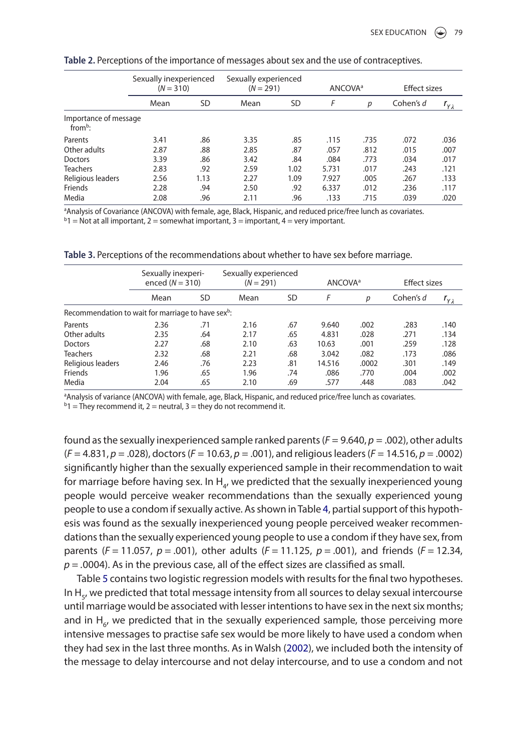**Table 2.** Perceptions of the importance of messages about sex and the use of contraceptives.

| | Sexually inexperienced ($N = 310$) | | Sexually experienced ($N = 291$) | | ANCOVA[a] | | Effect sizes | |
|---|---|---|---|---|---|---|---|---|
| | Mean | SD | Mean | SD | $F$ | $p$ | Cohen's $d$ | $r_{Y\lambda}$ |
| Importance of message from[b]: | | | | | | | | |
| Parents | 3.41 | .86 | 3.35 | .85 | .115 | .735 | .072 | .036 |
| Other adults | 2.87 | .88 | 2.85 | .87 | .057 | .812 | .015 | .007 |
| Doctors | 3.39 | .86 | 3.42 | .84 | .084 | .773 | .034 | .017 |
| Teachers | 2.83 | .92 | 2.59 | 1.02 | 5.731 | .017 | .243 | .121 |
| Religious leaders | 2.56 | 1.13 | 2.27 | 1.09 | 7.927 | .005 | .267 | .133 |
| Friends | 2.28 | .94 | 2.50 | .92 | 6.337 | .012 | .236 | .117 |
| Media | 2.08 | .96 | 2.11 | .96 | .133 | .715 | .039 | .020 |

[a]Analysis of Covariance (ANCOVA) with female, age, Black, Hispanic, and reduced price/free lunch as covariates.
[b]1 = Not at all important, 2 = somewhat important, 3 = important, 4 = very important.

**Table 3.** Perceptions of the recommendations about whether to have sex before marriage.

| | Sexually inexperienced ($N = 310$) | | Sexually experienced ($N = 291$) | | ANCOVA[a] | | Effect sizes | |
|---|---|---|---|---|---|---|---|---|
| | Mean | SD | Mean | SD | $F$ | $p$ | Cohen's $d$ | $r_{Y\lambda}$ |
| Recommendation to wait for marriage to have sex[b]: | | | | | | | | |
| Parents | 2.36 | .71 | 2.16 | .67 | 9.640 | .002 | .283 | .140 |
| Other adults | 2.35 | .64 | 2.17 | .65 | 4.831 | .028 | .271 | .134 |
| Doctors | 2.27 | .68 | 2.10 | .63 | 10.63 | .001 | .259 | .128 |
| Teachers | 2.32 | .68 | 2.21 | .68 | 3.042 | .082 | .173 | .086 |
| Religious leaders | 2.46 | .76 | 2.23 | .81 | 14.516 | .0002 | .301 | .149 |
| Friends | 1.96 | .65 | 1.96 | .74 | .086 | .770 | .004 | .002 |
| Media | 2.04 | .65 | 2.10 | .69 | .577 | .448 | .083 | .042 |

[a]Analysis of variance (ANCOVA) with female, age, Black, Hispanic, and reduced price/free lunch as covariates.
[b]1 = They recommend it, 2 = neutral, 3 = they do not recommend it.

found as the sexually inexperienced sample ranked parents ($F = 9.640$, $p = .002$), other adults ($F = 4.831$, $p = .028$), doctors ($F = 10.63$, $p = .001$), and religious leaders ($F = 14.516$, $p = .0002$) significantly higher than the sexually experienced sample in their recommendation to wait for marriage before having sex. In $H_4$, we predicted that the sexually inexperienced young people would perceive weaker recommendations than the sexually experienced young people to use a condom if sexually active. As shown in Table 4, partial support of this hypothesis was found as the sexually inexperienced young people perceived weaker recommendations than the sexually experienced young people to use a condom if they have sex, from parents ($F = 11.057$, $p = .001$), other adults ($F = 11.125$, $p = .001$), and friends ($F = 12.34$, $p = .0004$). As in the previous case, all of the effect sizes are classified as small.

Table 5 contains two logistic regression models with results for the final two hypotheses. In $H_5$, we predicted that total message intensity from all sources to delay sexual intercourse until marriage would be associated with lesser intentions to have sex in the next six months; and in $H_6$, we predicted that in the sexually experienced sample, those perceiving more intensive messages to practise safe sex would be more likely to have used a condom when they had sex in the last three months. As in Walsh (2002), we included both the intensity of the message to delay intercourse and not delay intercourse, and to use a condom and not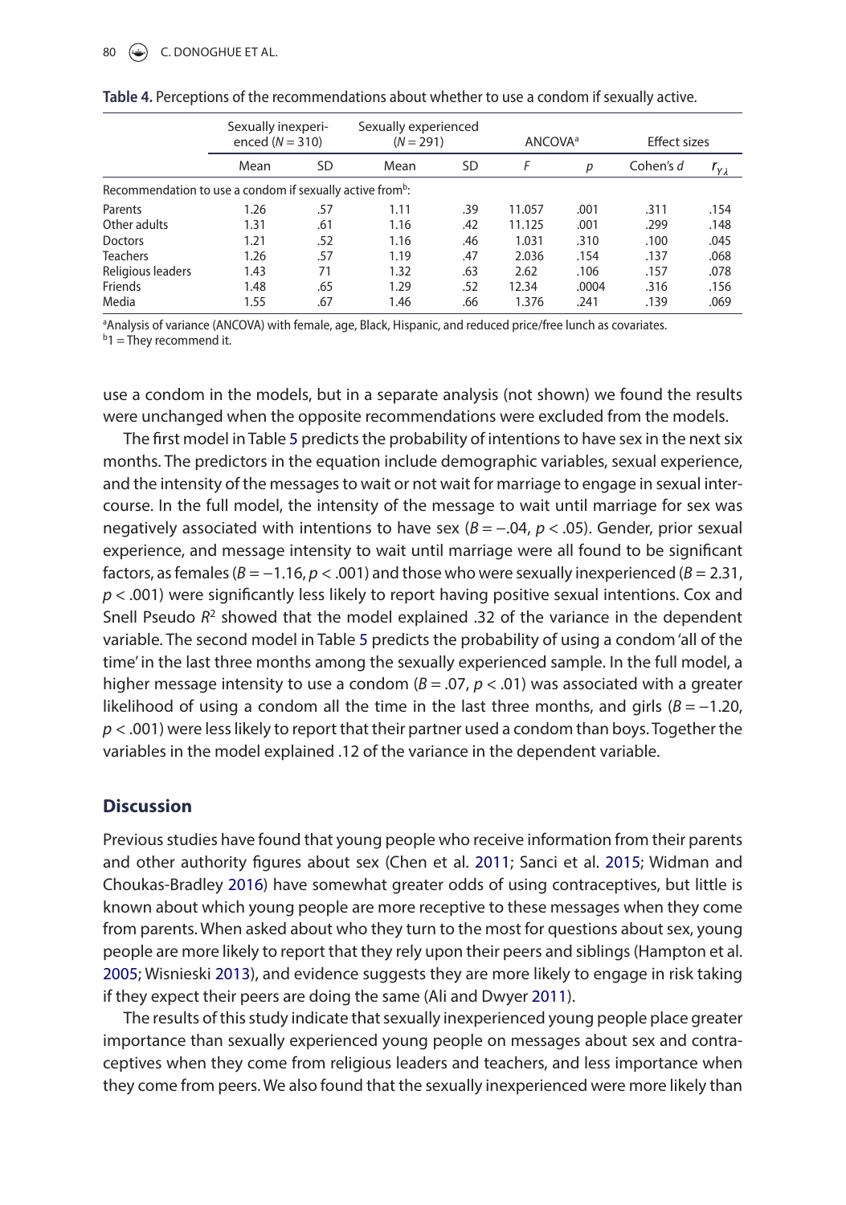**Table 4.** Perceptions of the recommendations about whether to use a condom if sexually active.

| | Sexually inexperienced ($N = 310$) | | Sexually experienced ($N = 291$) | | ANCOVA[a] | | Effect sizes | |
|---|---|---|---|---|---|---|---|---|
| | Mean | SD | Mean | SD | $F$ | $p$ | Cohen's $d$ | $r_{Y\lambda}$ |
| Recommendation to use a condom if sexually active from[b]: | | | | | | | | |
| Parents | 1.26 | .57 | 1.11 | .39 | 11.057 | .001 | .311 | .154 |
| Other adults | 1.31 | .61 | 1.16 | .42 | 11.125 | .001 | .299 | .148 |
| Doctors | 1.21 | .52 | 1.16 | .46 | 1.031 | .310 | .100 | .045 |
| Teachers | 1.26 | .57 | 1.19 | .47 | 2.036 | .154 | .137 | .068 |
| Religious leaders | 1.43 | 71 | 1.32 | .63 | 2.62 | .106 | .157 | .078 |
| Friends | 1.48 | .65 | 1.29 | .52 | 12.34 | .0004 | .316 | .156 |
| Media | 1.55 | .67 | 1.46 | .66 | 1.376 | .241 | .139 | .069 |

[a]Analysis of variance (ANCOVA) with female, age, Black, Hispanic, and reduced price/free lunch as covariates.
[b]1 = They recommend it.

use a condom in the models, but in a separate analysis (not shown) we found the results were unchanged when the opposite recommendations were excluded from the models.

The first model in Table 5 predicts the probability of intentions to have sex in the next six months. The predictors in the equation include demographic variables, sexual experience, and the intensity of the messages to wait or not wait for marriage to engage in sexual intercourse. In the full model, the intensity of the message to wait until marriage for sex was negatively associated with intentions to have sex ($B = -.04$, $p < .05$). Gender, prior sexual experience, and message intensity to wait until marriage were all found to be significant factors, as females ($B = -1.16$, $p < .001$) and those who were sexually inexperienced ($B = 2.31$, $p < .001$) were significantly less likely to report having positive sexual intentions. Cox and Snell Pseudo $R^2$ showed that the model explained .32 of the variance in the dependent variable. The second model in Table 5 predicts the probability of using a condom 'all of the time' in the last three months among the sexually experienced sample. In the full model, a higher message intensity to use a condom ($B = .07$, $p < .01$) was associated with a greater likelihood of using a condom all the time in the last three months, and girls ($B = -1.20$, $p < .001$) were less likely to report that their partner used a condom than boys. Together the variables in the model explained .12 of the variance in the dependent variable.

## Discussion

Previous studies have found that young people who receive information from their parents and other authority figures about sex (Chen et al. 2011; Sanci et al. 2015; Widman and Choukas-Bradley 2016) have somewhat greater odds of using contraceptives, but little is known about which young people are more receptive to these messages when they come from parents. When asked about who they turn to the most for questions about sex, young people are more likely to report that they rely upon their peers and siblings (Hampton et al. 2005; Wisnieski 2013), and evidence suggests they are more likely to engage in risk taking if they expect their peers are doing the same (Ali and Dwyer 2011).

The results of this study indicate that sexually inexperienced young people place greater importance than sexually experienced young people on messages about sex and contraceptives when they come from religious leaders and teachers, and less importance when they come from peers. We also found that the sexually inexperienced were more likely than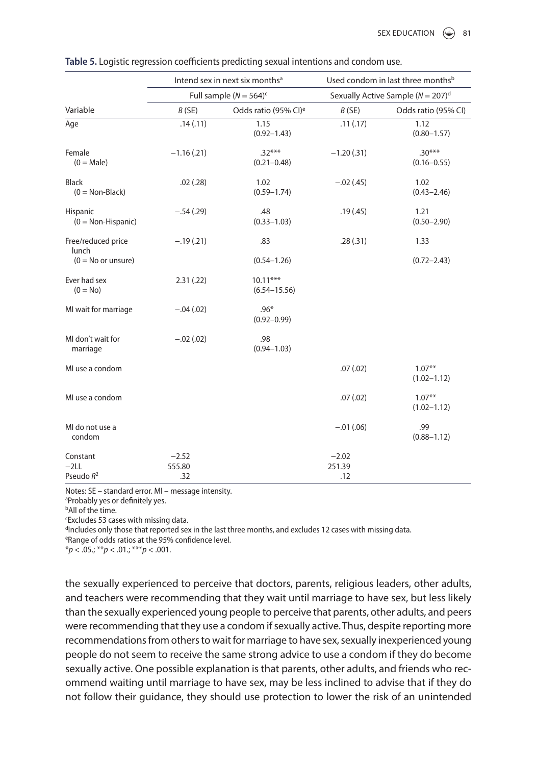**Table 5.** Logistic regression coefficients predicting sexual intentions and condom use.

| | Intend sex in next six months[a] | | Used condom in last three months[b] | |
|---|---|---|---|---|
| | Full sample ($N = 564$)[c] | | Sexually Active Sample ($N = 207$)[d] | |
| Variable | $B$ (SE) | Odds ratio (95% CI)[e] | $B$ (SE) | Odds ratio (95% CI) |
| Age | .14 (.11) | 1.15 (0.92–1.43) | .11 (.17) | 1.12 (0.80–1.57) |
| Female (0 = Male) | −1.16 (.21) | .32*** (0.21–0.48) | −1.20 (.31) | .30*** (0.16–0.55) |
| Black (0 = Non-Black) | .02 (.28) | 1.02 (0.59–1.74) | −.02 (.45) | 1.02 (0.43–2.46) |
| Hispanic (0 = Non-Hispanic) | −.54 (.29) | .48 (0.33–1.03) | .19 (.45) | 1.21 (0.50–2.90) |
| Free/reduced price lunch (0 = No or unsure) | −.19 (.21) | .83 (0.54–1.26) | .28 (.31) | 1.33 (0.72–2.43) |
| Ever had sex (0 = No) | 2.31 (.22) | 10.11*** (6.54–15.56) | | |
| MI wait for marriage | −.04 (.02) | .96* (0.92–0.99) | | |
| MI don't wait for marriage | −.02 (.02) | .98 (0.94–1.03) | | |
| MI use a condom | | | .07 (.02) | 1.07** (1.02–1.12) |
| MI use a condom | | | .07 (.02) | 1.07** (1.02–1.12) |
| MI do not use a condom | | | −.01 (.06) | .99 (0.88–1.12) |
| Constant | −2.52 | | −2.02 | |
| −2LL | 555.80 | | 251.39 | |
| Pseudo $R^2$ | .32 | | .12 | |

Notes: SE – standard error. MI – message intensity.
[a]Probably yes or definitely yes.
[b]All of the time.
[c]Excludes 53 cases with missing data.
[d]Includes only those that reported sex in the last three months, and excludes 12 cases with missing data.
[e]Range of odds ratios at the 95% confidence level.
*$p < .05$.; **$p < .01$.; ***$p < .001$.

the sexually experienced to perceive that doctors, parents, religious leaders, other adults, and teachers were recommending that they wait until marriage to have sex, but less likely than the sexually experienced young people to perceive that parents, other adults, and peers were recommending that they use a condom if sexually active. Thus, despite reporting more recommendations from others to wait for marriage to have sex, sexually inexperienced young people do not seem to receive the same strong advice to use a condom if they do become sexually active. One possible explanation is that parents, other adults, and friends who recommend waiting until marriage to have sex, may be less inclined to advise that if they do not follow their guidance, they should use protection to lower the risk of an unintended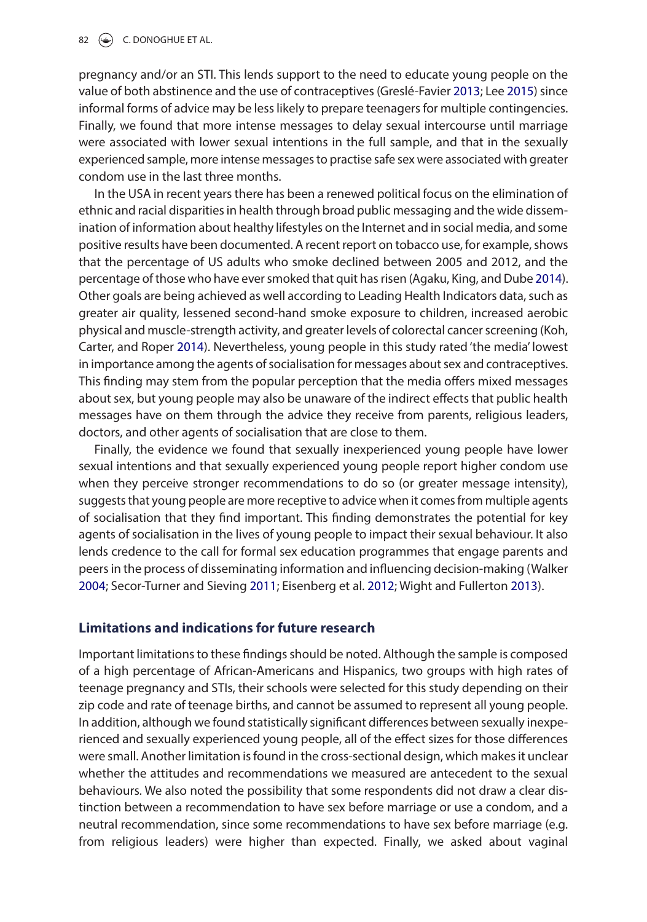pregnancy and/or an STI. This lends support to the need to educate young people on the value of both abstinence and the use of contraceptives (Greslé-Favier 2013; Lee 2015) since informal forms of advice may be less likely to prepare teenagers for multiple contingencies. Finally, we found that more intense messages to delay sexual intercourse until marriage were associated with lower sexual intentions in the full sample, and that in the sexually experienced sample, more intense messages to practise safe sex were associated with greater condom use in the last three months.

In the USA in recent years there has been a renewed political focus on the elimination of ethnic and racial disparities in health through broad public messaging and the wide dissemination of information about healthy lifestyles on the Internet and in social media, and some positive results have been documented. A recent report on tobacco use, for example, shows that the percentage of US adults who smoke declined between 2005 and 2012, and the percentage of those who have ever smoked that quit has risen (Agaku, King, and Dube 2014). Other goals are being achieved as well according to Leading Health Indicators data, such as greater air quality, lessened second-hand smoke exposure to children, increased aerobic physical and muscle-strength activity, and greater levels of colorectal cancer screening (Koh, Carter, and Roper 2014). Nevertheless, young people in this study rated 'the media' lowest in importance among the agents of socialisation for messages about sex and contraceptives. This finding may stem from the popular perception that the media offers mixed messages about sex, but young people may also be unaware of the indirect effects that public health messages have on them through the advice they receive from parents, religious leaders, doctors, and other agents of socialisation that are close to them.

Finally, the evidence we found that sexually inexperienced young people have lower sexual intentions and that sexually experienced young people report higher condom use when they perceive stronger recommendations to do so (or greater message intensity), suggests that young people are more receptive to advice when it comes from multiple agents of socialisation that they find important. This finding demonstrates the potential for key agents of socialisation in the lives of young people to impact their sexual behaviour. It also lends credence to the call for formal sex education programmes that engage parents and peers in the process of disseminating information and influencing decision-making (Walker 2004; Secor-Turner and Sieving 2011; Eisenberg et al. 2012; Wight and Fullerton 2013).

## Limitations and indications for future research

Important limitations to these findings should be noted. Although the sample is composed of a high percentage of African-Americans and Hispanics, two groups with high rates of teenage pregnancy and STIs, their schools were selected for this study depending on their zip code and rate of teenage births, and cannot be assumed to represent all young people. In addition, although we found statistically significant differences between sexually inexperienced and sexually experienced young people, all of the effect sizes for those differences were small. Another limitation is found in the cross-sectional design, which makes it unclear whether the attitudes and recommendations we measured are antecedent to the sexual behaviours. We also noted the possibility that some respondents did not draw a clear distinction between a recommendation to have sex before marriage or use a condom, and a neutral recommendation, since some recommendations to have sex before marriage (e.g. from religious leaders) were higher than expected. Finally, we asked about vaginal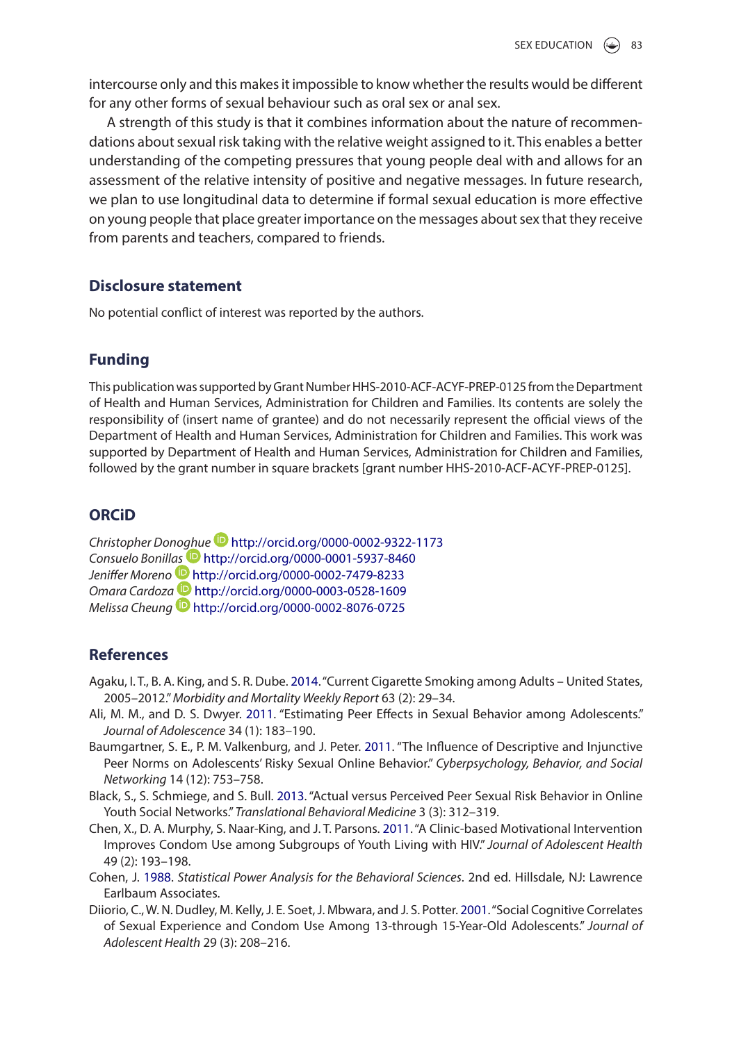intercourse only and this makes it impossible to know whether the results would be different for any other forms of sexual behaviour such as oral sex or anal sex.

A strength of this study is that it combines information about the nature of recommendations about sexual risk taking with the relative weight assigned to it. This enables a better understanding of the competing pressures that young people deal with and allows for an assessment of the relative intensity of positive and negative messages. In future research, we plan to use longitudinal data to determine if formal sexual education is more effective on young people that place greater importance on the messages about sex that they receive from parents and teachers, compared to friends.

## Disclosure statement

No potential conflict of interest was reported by the authors.

## Funding

This publication was supported by Grant Number HHS-2010-ACF-ACYF-PREP-0125 from the Department of Health and Human Services, Administration for Children and Families. Its contents are solely the responsibility of (insert name of grantee) and do not necessarily represent the official views of the Department of Health and Human Services, Administration for Children and Families. This work was supported by Department of Health and Human Services, Administration for Children and Families, followed by the grant number in square brackets [grant number HHS-2010-ACF-ACYF-PREP-0125].

## ORCiD

*Christopher Donoghue* http://orcid.org/0000-0002-9322-1173
*Consuelo Bonillas* http://orcid.org/0000-0001-5937-8460
*Jeniffer Moreno* http://orcid.org/0000-0002-7479-8233
*Omara Cardoza* http://orcid.org/0000-0003-0528-1609
*Melissa Cheung* http://orcid.org/0000-0002-8076-0725

## References

Agaku, I. T., B. A. King, and S. R. Dube. 2014. "Current Cigarette Smoking among Adults – United States, 2005–2012." *Morbidity and Mortality Weekly Report* 63 (2): 29–34.

Ali, M. M., and D. S. Dwyer. 2011. "Estimating Peer Effects in Sexual Behavior among Adolescents." *Journal of Adolescence* 34 (1): 183–190.

Baumgartner, S. E., P. M. Valkenburg, and J. Peter. 2011. "The Influence of Descriptive and Injunctive Peer Norms on Adolescents' Risky Sexual Online Behavior." *Cyberpsychology, Behavior, and Social Networking* 14 (12): 753–758.

Black, S., S. Schmiege, and S. Bull. 2013. "Actual versus Perceived Peer Sexual Risk Behavior in Online Youth Social Networks." *Translational Behavioral Medicine* 3 (3): 312–319.

Chen, X., D. A. Murphy, S. Naar-King, and J. T. Parsons. 2011. "A Clinic-based Motivational Intervention Improves Condom Use among Subgroups of Youth Living with HIV." *Journal of Adolescent Health* 49 (2): 193–198.

Cohen, J. 1988. *Statistical Power Analysis for the Behavioral Sciences*. 2nd ed. Hillsdale, NJ: Lawrence Earlbaum Associates.

Diiorio, C., W. N. Dudley, M. Kelly, J. E. Soet, J. Mbwara, and J. S. Potter. 2001. "Social Cognitive Correlates of Sexual Experience and Condom Use Among 13-through 15-Year-Old Adolescents." *Journal of Adolescent Health* 29 (3): 208–216.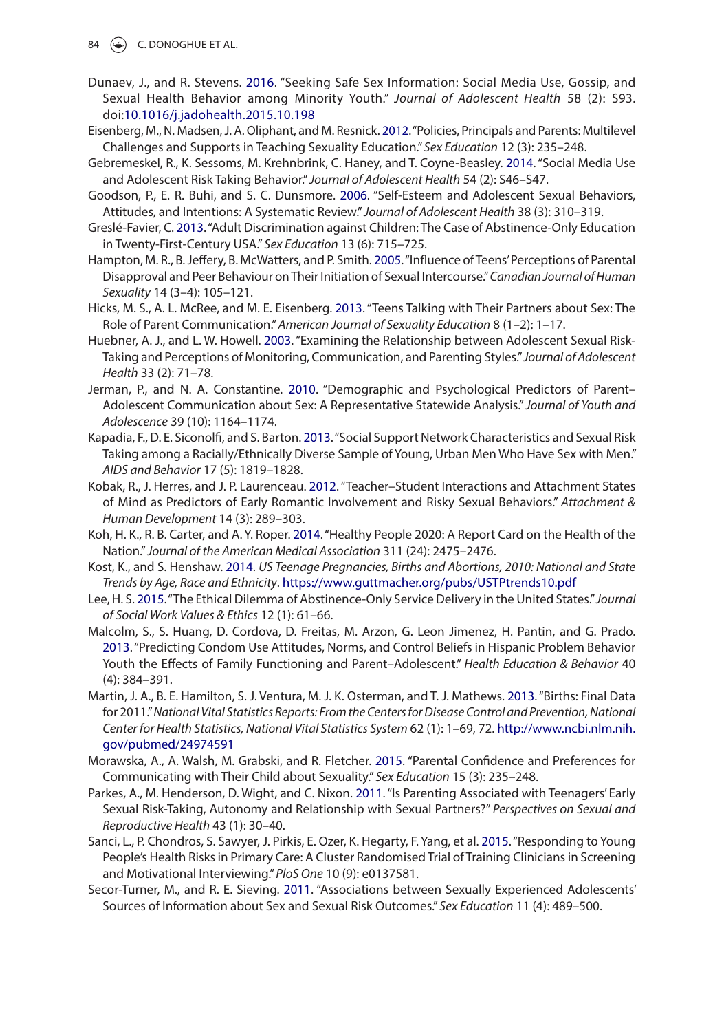Dunaev, J., and R. Stevens. 2016. "Seeking Safe Sex Information: Social Media Use, Gossip, and Sexual Health Behavior among Minority Youth." *Journal of Adolescent Health* 58 (2): S93. doi:10.1016/j.jadohealth.2015.10.198

Eisenberg, M., N. Madsen, J. A. Oliphant, and M. Resnick. 2012. "Policies, Principals and Parents: Multilevel Challenges and Supports in Teaching Sexuality Education." *Sex Education* 12 (3): 235–248.

Gebremeskel, R., K. Sessoms, M. Krehnbrink, C. Haney, and T. Coyne-Beasley. 2014. "Social Media Use and Adolescent Risk Taking Behavior." *Journal of Adolescent Health* 54 (2): S46–S47.

Goodson, P., E. R. Buhi, and S. C. Dunsmore. 2006. "Self-Esteem and Adolescent Sexual Behaviors, Attitudes, and Intentions: A Systematic Review." *Journal of Adolescent Health* 38 (3): 310–319.

Greslé-Favier, C. 2013. "Adult Discrimination against Children: The Case of Abstinence-Only Education in Twenty-First-Century USA." *Sex Education* 13 (6): 715–725.

Hampton, M. R., B. Jeffery, B. McWatters, and P. Smith. 2005. "Influence of Teens' Perceptions of Parental Disapproval and Peer Behaviour on Their Initiation of Sexual Intercourse." *Canadian Journal of Human Sexuality* 14 (3–4): 105–121.

Hicks, M. S., A. L. McRee, and M. E. Eisenberg. 2013. "Teens Talking with Their Partners about Sex: The Role of Parent Communication." *American Journal of Sexuality Education* 8 (1–2): 1–17.

Huebner, A. J., and L. W. Howell. 2003. "Examining the Relationship between Adolescent Sexual Risk-Taking and Perceptions of Monitoring, Communication, and Parenting Styles." *Journal of Adolescent Health* 33 (2): 71–78.

Jerman, P., and N. A. Constantine. 2010. "Demographic and Psychological Predictors of Parent–Adolescent Communication about Sex: A Representative Statewide Analysis." *Journal of Youth and Adolescence* 39 (10): 1164–1174.

Kapadia, F., D. E. Siconolfi, and S. Barton. 2013. "Social Support Network Characteristics and Sexual Risk Taking among a Racially/Ethnically Diverse Sample of Young, Urban Men Who Have Sex with Men." *AIDS and Behavior* 17 (5): 1819–1828.

Kobak, R., J. Herres, and J. P. Laurenceau. 2012. "Teacher–Student Interactions and Attachment States of Mind as Predictors of Early Romantic Involvement and Risky Sexual Behaviors." *Attachment & Human Development* 14 (3): 289–303.

Koh, H. K., R. B. Carter, and A. Y. Roper. 2014. "Healthy People 2020: A Report Card on the Health of the Nation." *Journal of the American Medical Association* 311 (24): 2475–2476.

Kost, K., and S. Henshaw. 2014. *US Teenage Pregnancies, Births and Abortions, 2010: National and State Trends by Age, Race and Ethnicity*. https://www.guttmacher.org/pubs/USTPtrends10.pdf

Lee, H. S. 2015. "The Ethical Dilemma of Abstinence-Only Service Delivery in the United States." *Journal of Social Work Values & Ethics* 12 (1): 61–66.

Malcolm, S., S. Huang, D. Cordova, D. Freitas, M. Arzon, G. Leon Jimenez, H. Pantin, and G. Prado. 2013. "Predicting Condom Use Attitudes, Norms, and Control Beliefs in Hispanic Problem Behavior Youth the Effects of Family Functioning and Parent–Adolescent." *Health Education & Behavior* 40 (4): 384–391.

Martin, J. A., B. E. Hamilton, S. J. Ventura, M. J. K. Osterman, and T. J. Mathews. 2013. "Births: Final Data for 2011." *National Vital Statistics Reports: From the Centers for Disease Control and Prevention, National Center for Health Statistics, National Vital Statistics System* 62 (1): 1–69, 72. http://www.ncbi.nlm.nih.gov/pubmed/24974591

Morawska, A., A. Walsh, M. Grabski, and R. Fletcher. 2015. "Parental Confidence and Preferences for Communicating with Their Child about Sexuality." *Sex Education* 15 (3): 235–248.

Parkes, A., M. Henderson, D. Wight, and C. Nixon. 2011. "Is Parenting Associated with Teenagers' Early Sexual Risk-Taking, Autonomy and Relationship with Sexual Partners?" *Perspectives on Sexual and Reproductive Health* 43 (1): 30–40.

Sanci, L., P. Chondros, S. Sawyer, J. Pirkis, E. Ozer, K. Hegarty, F. Yang, et al. 2015. "Responding to Young People's Health Risks in Primary Care: A Cluster Randomised Trial of Training Clinicians in Screening and Motivational Interviewing." *PloS One* 10 (9): e0137581.

Secor-Turner, M., and R. E. Sieving. 2011. "Associations between Sexually Experienced Adolescents' Sources of Information about Sex and Sexual Risk Outcomes." *Sex Education* 11 (4): 489–500.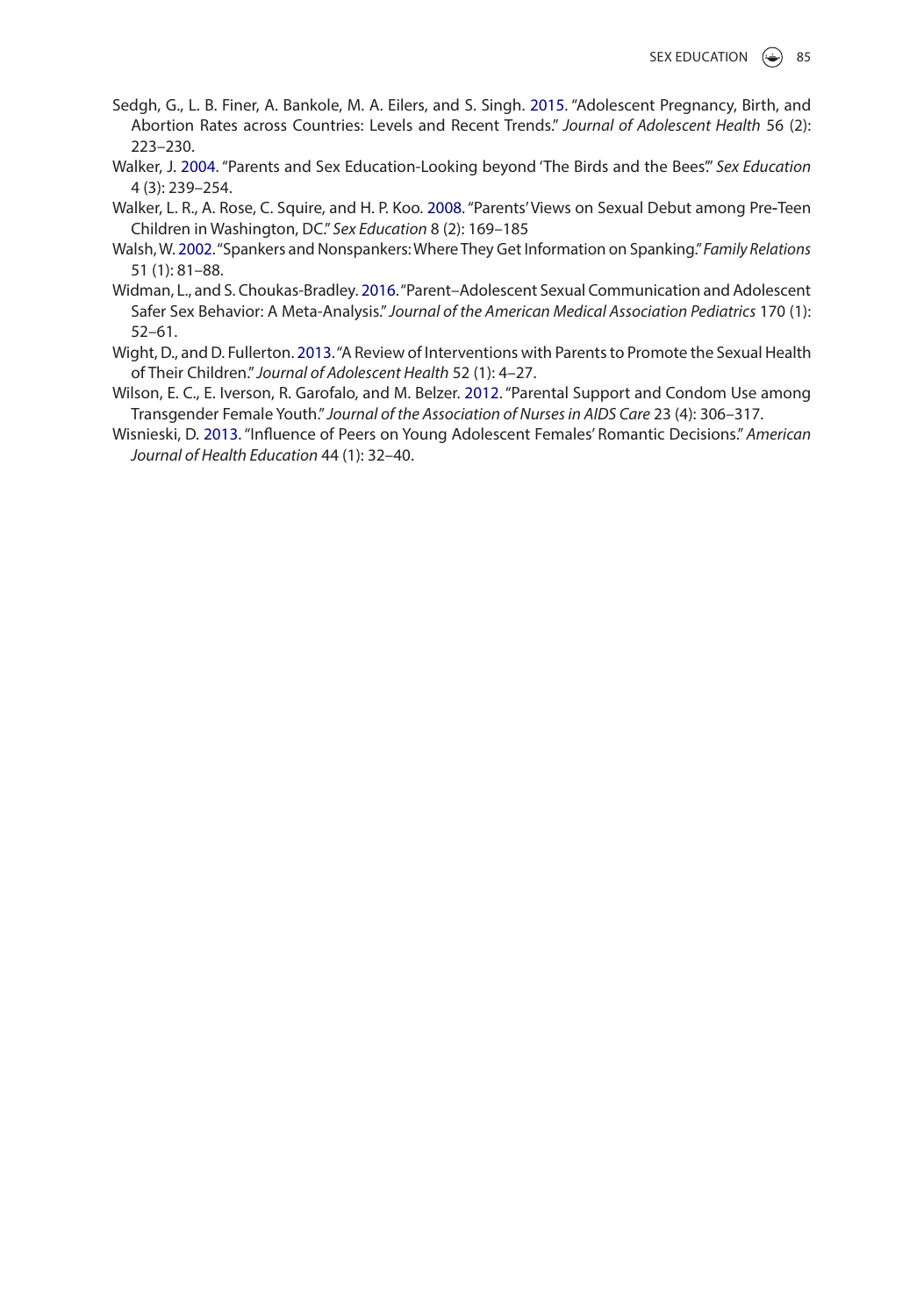Sedgh, G., L. B. Finer, A. Bankole, M. A. Eilers, and S. Singh. 2015. "Adolescent Pregnancy, Birth, and Abortion Rates across Countries: Levels and Recent Trends." *Journal of Adolescent Health* 56 (2): 223–230.

Walker, J. 2004. "Parents and Sex Education-Looking beyond 'The Birds and the Bees'." *Sex Education* 4 (3): 239–254.

Walker, L. R., A. Rose, C. Squire, and H. P. Koo. 2008. "Parents' Views on Sexual Debut among Pre-Teen Children in Washington, DC." *Sex Education* 8 (2): 169–185

Walsh, W. 2002. "Spankers and Nonspankers: Where They Get Information on Spanking." *Family Relations* 51 (1): 81–88.

Widman, L., and S. Choukas-Bradley. 2016. "Parent–Adolescent Sexual Communication and Adolescent Safer Sex Behavior: A Meta-Analysis." *Journal of the American Medical Association Pediatrics* 170 (1): 52–61.

Wight, D., and D. Fullerton. 2013. "A Review of Interventions with Parents to Promote the Sexual Health of Their Children." *Journal of Adolescent Health* 52 (1): 4–27.

Wilson, E. C., E. Iverson, R. Garofalo, and M. Belzer. 2012. "Parental Support and Condom Use among Transgender Female Youth." *Journal of the Association of Nurses in AIDS Care* 23 (4): 306–317.

Wisnieski, D. 2013. "Influence of Peers on Young Adolescent Females' Romantic Decisions." *American Journal of Health Education* 44 (1): 32–40.